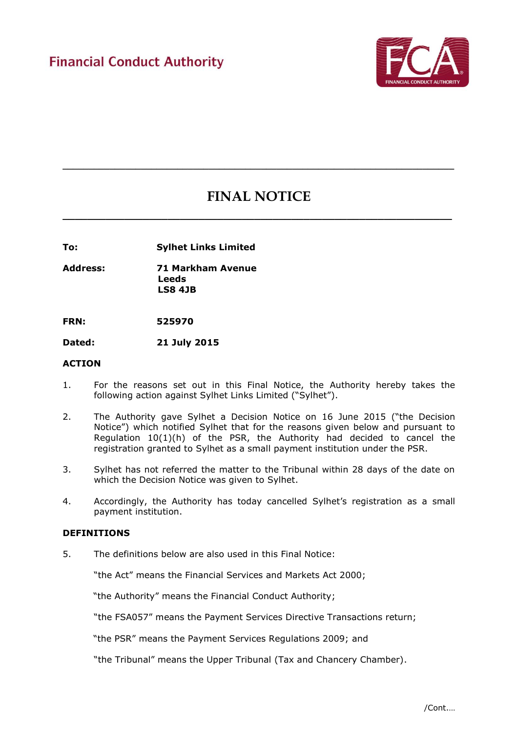Financial Conduct Authority

---

# FINAL NOTICE

---

**To:** **Sylhet Links Limited**

**Address:** **71 Markham Avenue**
**Leeds**
**LS8 4JB**

**FRN:** **525970**

**Dated:** **21 July 2015**

## ACTION

1. For the reasons set out in this Final Notice, the Authority hereby takes the following action against Sylhet Links Limited ("Sylhet").

2. The Authority gave Sylhet a Decision Notice on 16 June 2015 ("the Decision Notice") which notified Sylhet that for the reasons given below and pursuant to Regulation 10(1)(h) of the PSR, the Authority had decided to cancel the registration granted to Sylhet as a small payment institution under the PSR.

3. Sylhet has not referred the matter to the Tribunal within 28 days of the date on which the Decision Notice was given to Sylhet.

4. Accordingly, the Authority has today cancelled Sylhet's registration as a small payment institution.

## DEFINITIONS

5. The definitions below are also used in this Final Notice:

   "the Act" means the Financial Services and Markets Act 2000;

   "the Authority" means the Financial Conduct Authority;

   "the FSA057" means the Payment Services Directive Transactions return;

   "the PSR" means the Payment Services Regulations 2009; and

   "the Tribunal" means the Upper Tribunal (Tax and Chancery Chamber).

/Cont....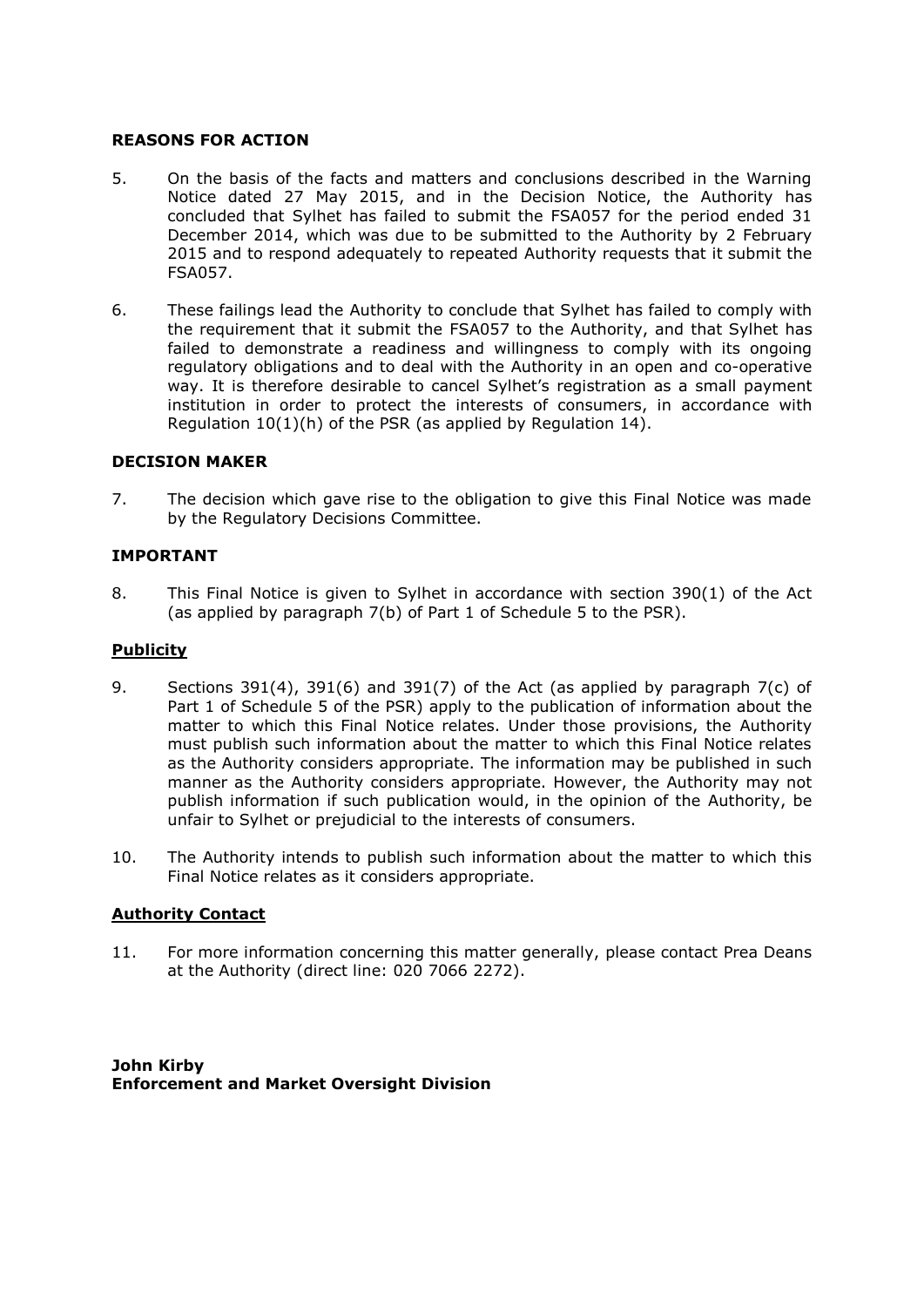**REASONS FOR ACTION**

5. On the basis of the facts and matters and conclusions described in the Warning Notice dated 27 May 2015, and in the Decision Notice, the Authority has concluded that Sylhet has failed to submit the FSA057 for the period ended 31 December 2014, which was due to be submitted to the Authority by 2 February 2015 and to respond adequately to repeated Authority requests that it submit the FSA057.

6. These failings lead the Authority to conclude that Sylhet has failed to comply with the requirement that it submit the FSA057 to the Authority, and that Sylhet has failed to demonstrate a readiness and willingness to comply with its ongoing regulatory obligations and to deal with the Authority in an open and co-operative way. It is therefore desirable to cancel Sylhet's registration as a small payment institution in order to protect the interests of consumers, in accordance with Regulation 10(1)(h) of the PSR (as applied by Regulation 14).

**DECISION MAKER**

7. The decision which gave rise to the obligation to give this Final Notice was made by the Regulatory Decisions Committee.

**IMPORTANT**

8. This Final Notice is given to Sylhet in accordance with section 390(1) of the Act (as applied by paragraph 7(b) of Part 1 of Schedule 5 to the PSR).

**Publicity**

9. Sections 391(4), 391(6) and 391(7) of the Act (as applied by paragraph 7(c) of Part 1 of Schedule 5 of the PSR) apply to the publication of information about the matter to which this Final Notice relates. Under those provisions, the Authority must publish such information about the matter to which this Final Notice relates as the Authority considers appropriate. The information may be published in such manner as the Authority considers appropriate. However, the Authority may not publish information if such publication would, in the opinion of the Authority, be unfair to Sylhet or prejudicial to the interests of consumers.

10. The Authority intends to publish such information about the matter to which this Final Notice relates as it considers appropriate.

**Authority Contact**

11. For more information concerning this matter generally, please contact Prea Deans at the Authority (direct line: 020 7066 2272).

**John Kirby**
**Enforcement and Market Oversight Division**